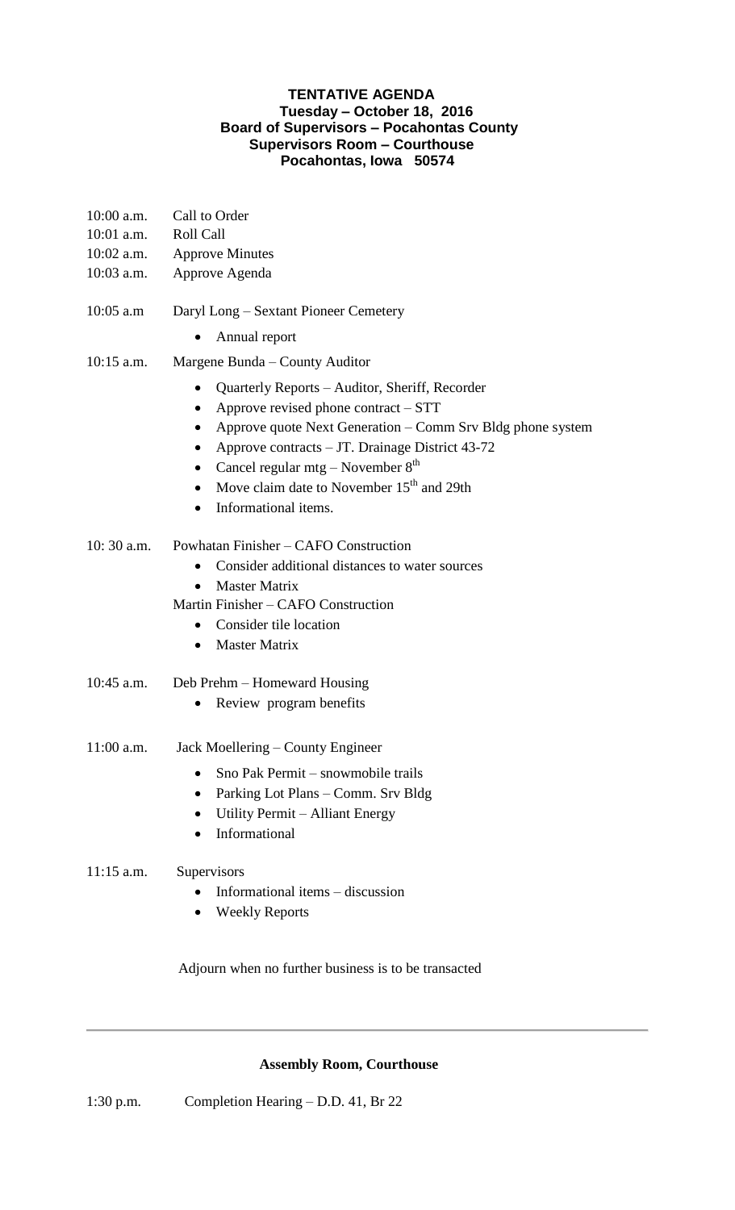**TENTATIVE AGENDA**
**Tuesday – October 18, 2016**
**Board of Supervisors – Pocahontas County**
**Supervisors Room – Courthouse**
**Pocahontas, Iowa 50574**

10:00 a.m. Call to Order
10:01 a.m. Roll Call
10:02 a.m. Approve Minutes
10:03 a.m. Approve Agenda

10:05 a.m Daryl Long – Sextant Pioneer Cemetery

- Annual report

10:15 a.m. Margene Bunda – County Auditor

- Quarterly Reports – Auditor, Sheriff, Recorder
- Approve revised phone contract – STT
- Approve quote Next Generation – Comm Srv Bldg phone system
- Approve contracts – JT. Drainage District 43-72
- Cancel regular mtg – November 8th
- Move claim date to November 15th and 29th
- Informational items.

10: 30 a.m. Powhatan Finisher – CAFO Construction

- Consider additional distances to water sources
- Master Matrix

Martin Finisher – CAFO Construction

- Consider tile location
- Master Matrix

10:45 a.m. Deb Prehm – Homeward Housing

- Review program benefits

11:00 a.m. Jack Moellering – County Engineer

- Sno Pak Permit – snowmobile trails
- Parking Lot Plans – Comm. Srv Bldg
- Utility Permit – Alliant Energy
- Informational

11:15 a.m. Supervisors

- Informational items – discussion
- Weekly Reports

Adjourn when no further business is to be transacted

---

**Assembly Room, Courthouse**

1:30 p.m. Completion Hearing – D.D. 41, Br 22